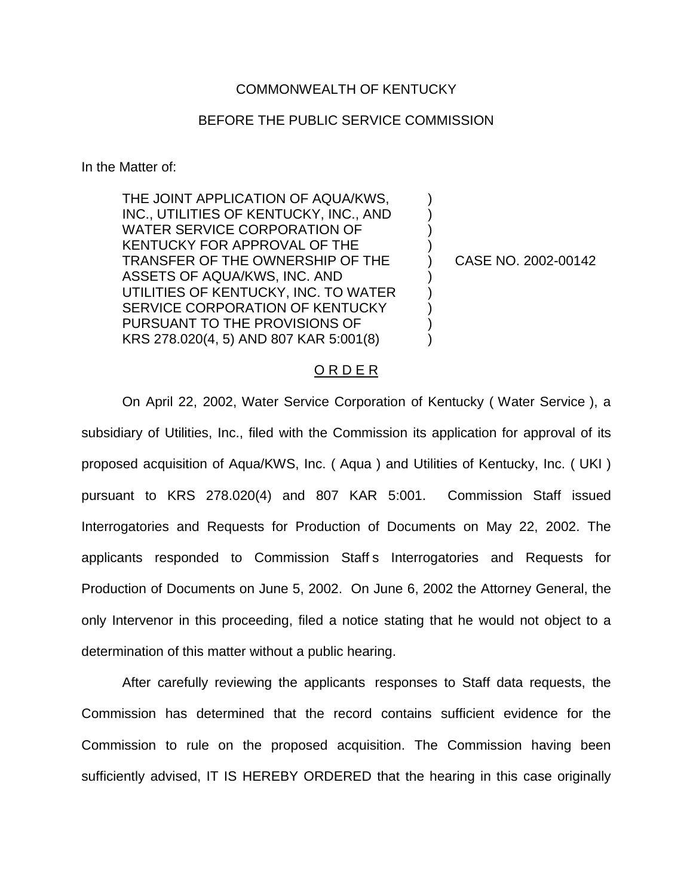COMMONWEALTH OF KENTUCKY

BEFORE THE PUBLIC SERVICE COMMISSION

In the Matter of:

| | | |
|---|---|---|
| THE JOINT APPLICATION OF AQUA/KWS, INC., UTILITIES OF KENTUCKY, INC., AND WATER SERVICE CORPORATION OF KENTUCKY FOR APPROVAL OF THE TRANSFER OF THE OWNERSHIP OF THE ASSETS OF AQUA/KWS, INC. AND UTILITIES OF KENTUCKY, INC. TO WATER SERVICE CORPORATION OF KENTUCKY PURSUANT TO THE PROVISIONS OF KRS 278.020(4, 5) AND 807 KAR 5:001(8) | ) | CASE NO. 2002-00142 |

O R D E R

On April 22, 2002, Water Service Corporation of Kentucky ( Water Service ), a subsidiary of Utilities, Inc., filed with the Commission its application for approval of its proposed acquisition of Aqua/KWS, Inc. ( Aqua ) and Utilities of Kentucky, Inc. ( UKI ) pursuant to KRS 278.020(4) and 807 KAR 5:001. Commission Staff issued Interrogatories and Requests for Production of Documents on May 22, 2002. The applicants responded to Commission Staff s Interrogatories and Requests for Production of Documents on June 5, 2002. On June 6, 2002 the Attorney General, the only Intervenor in this proceeding, filed a notice stating that he would not object to a determination of this matter without a public hearing.

After carefully reviewing the applicants responses to Staff data requests, the Commission has determined that the record contains sufficient evidence for the Commission to rule on the proposed acquisition. The Commission having been sufficiently advised, IT IS HEREBY ORDERED that the hearing in this case originally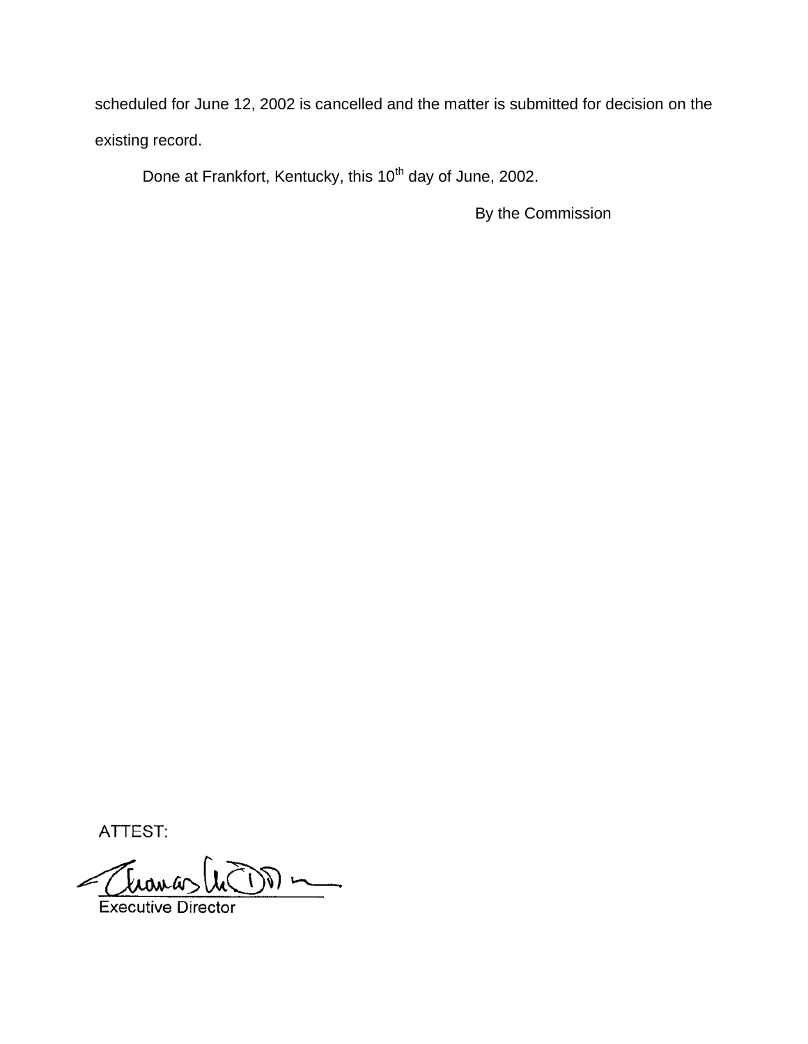scheduled for June 12, 2002 is cancelled and the matter is submitted for decision on the existing record.

Done at Frankfort, Kentucky, this 10th day of June, 2002.

By the Commission

ATTEST:

Executive Director